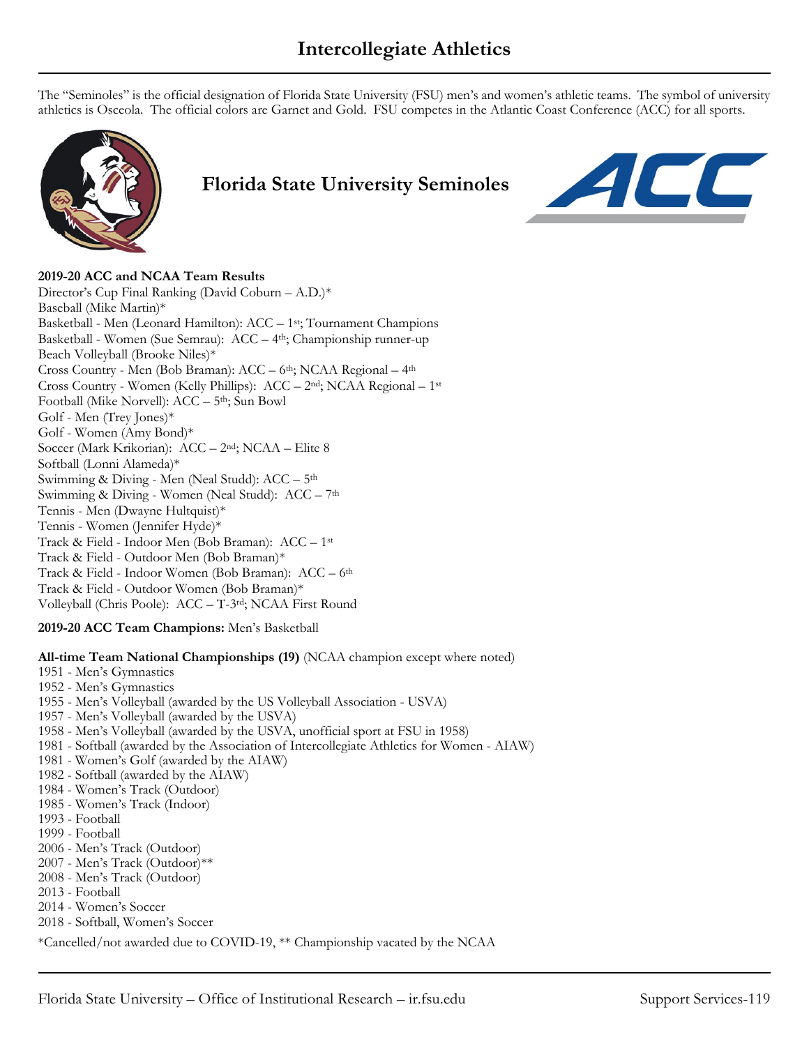# Intercollegiate Athletics

The "Seminoles" is the official designation of Florida State University (FSU) men's and women's athletic teams. The symbol of university athletics is Osceola. The official colors are Garnet and Gold. FSU competes in the Atlantic Coast Conference (ACC) for all sports.

## Florida State University Seminoles

**2019-20 ACC and NCAA Team Results**

Director's Cup Final Ranking (David Coburn – A.D.)*
Baseball (Mike Martin)*
Basketball - Men (Leonard Hamilton): ACC – 1st; Tournament Champions
Basketball - Women (Sue Semrau): ACC – 4th; Championship runner-up
Beach Volleyball (Brooke Niles)*
Cross Country - Men (Bob Braman): ACC – 6th; NCAA Regional – 4th
Cross Country - Women (Kelly Phillips): ACC – 2nd; NCAA Regional – 1st
Football (Mike Norvell): ACC – 5th; Sun Bowl
Golf - Men (Trey Jones)*
Golf - Women (Amy Bond)*
Soccer (Mark Krikorian): ACC – 2nd; NCAA – Elite 8
Softball (Lonni Alameda)*
Swimming & Diving - Men (Neal Studd): ACC – 5th
Swimming & Diving - Women (Neal Studd): ACC – 7th
Tennis - Men (Dwayne Hultquist)*
Tennis - Women (Jennifer Hyde)*
Track & Field - Indoor Men (Bob Braman): ACC – 1st
Track & Field - Outdoor Men (Bob Braman)*
Track & Field - Indoor Women (Bob Braman): ACC – 6th
Track & Field - Outdoor Women (Bob Braman)*
Volleyball (Chris Poole): ACC – T-3rd; NCAA First Round

**2019-20 ACC Team Champions:** Men's Basketball

**All-time Team National Championships (19)** (NCAA champion except where noted)

1951 - Men's Gymnastics
1952 - Men's Gymnastics
1955 - Men's Volleyball (awarded by the US Volleyball Association - USVA)
1957 - Men's Volleyball (awarded by the USVA)
1958 - Men's Volleyball (awarded by the USVA, unofficial sport at FSU in 1958)
1981 - Softball (awarded by the Association of Intercollegiate Athletics for Women - AIAW)
1981 - Women's Golf (awarded by the AIAW)
1982 - Softball (awarded by the AIAW)
1984 - Women's Track (Outdoor)
1985 - Women's Track (Indoor)
1993 - Football
1999 - Football
2006 - Men's Track (Outdoor)
2007 - Men's Track (Outdoor)**
2008 - Men's Track (Outdoor)
2013 - Football
2014 - Women's Soccer
2018 - Softball, Women's Soccer

*Cancelled/not awarded due to COVID-19, ** Championship vacated by the NCAA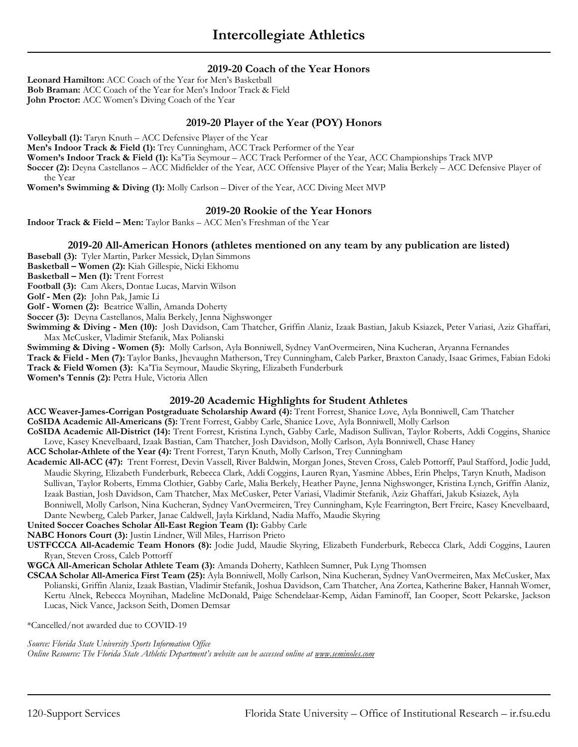# Intercollegiate Athletics

## 2019-20 Coach of the Year Honors

**Leonard Hamilton:** ACC Coach of the Year for Men's Basketball
**Bob Braman:** ACC Coach of the Year for Men's Indoor Track & Field
**John Proctor:** ACC Women's Diving Coach of the Year

## 2019-20 Player of the Year (POY) Honors

**Volleyball (1):** Taryn Knuth – ACC Defensive Player of the Year
**Men's Indoor Track & Field (1):** Trey Cunningham, ACC Track Performer of the Year
**Women's Indoor Track & Field (1):** Ka'Tia Seymour – ACC Track Performer of the Year, ACC Championships Track MVP
**Soccer (2):** Deyna Castellanos – ACC Midfielder of the Year, ACC Offensive Player of the Year; Malia Berkely – ACC Defensive Player of the Year
**Women's Swimming & Diving (1):** Molly Carlson – Diver of the Year, ACC Diving Meet MVP

## 2019-20 Rookie of the Year Honors

**Indoor Track & Field – Men:** Taylor Banks – ACC Men's Freshman of the Year

## 2019-20 All-American Honors (athletes mentioned on any team by any publication are listed)

**Baseball (3):** Tyler Martin, Parker Messick, Dylan Simmons
**Basketball – Women (2):** Kiah Gillespie, Nicki Ekhomu
**Basketball – Men (1):** Trent Forrest
**Football (3):** Cam Akers, Dontae Lucas, Marvin Wilson
**Golf - Men (2):** John Pak, Jamie Li
**Golf - Women (2):** Beatrice Wallin, Amanda Doherty
**Soccer (3):** Deyna Castellanos, Malia Berkely, Jenna Nighswonger
**Swimming & Diving - Men (10):** Josh Davidson, Cam Thatcher, Griffin Alaniz, Izaak Bastian, Jakub Ksiazek, Peter Variasi, Aziz Ghaffari, Max McCusker, Vladimir Stefanik, Max Polianski
**Swimming & Diving - Women (5):** Molly Carlson, Ayla Bonniwell, Sydney VanOvermeiren, Nina Kucheran, Aryanna Fernandes
**Track & Field - Men (7):** Taylor Banks, Jhevaughn Matherson, Trey Cunningham, Caleb Parker, Braxton Canady, Isaac Grimes, Fabian Edoki
**Track & Field Women (3):** Ka'Tia Seymour, Maudie Skyring, Elizabeth Funderburk
**Women's Tennis (2):** Petra Hule, Victoria Allen

## 2019-20 Academic Highlights for Student Athletes

**ACC Weaver-James-Corrigan Postgraduate Scholarship Award (4):** Trent Forrest, Shanice Love, Ayla Bonniwell, Cam Thatcher
**CoSIDA Academic All-Americans (5):** Trent Forrest, Gabby Carle, Shanice Love, Ayla Bonniwell, Molly Carlson
**CoSIDA Academic All-District (14):** Trent Forrest, Kristina Lynch, Gabby Carle, Madison Sullivan, Taylor Roberts, Addi Coggins, Shanice Love, Kasey Knevelbaard, Izaak Bastian, Cam Thatcher, Josh Davidson, Molly Carlson, Ayla Bonniwell, Chase Haney
**ACC Scholar-Athlete of the Year (4):** Trent Forrest, Taryn Knuth, Molly Carlson, Trey Cunningham
**Academic All-ACC (47):** Trent Forrest, Devin Vassell, River Baldwin, Morgan Jones, Steven Cross, Caleb Pottorff, Paul Stafford, Jodie Judd, Maudie Skyring, Elizabeth Funderburk, Rebecca Clark, Addi Coggins, Lauren Ryan, Yasmine Abbes, Erin Phelps, Taryn Knuth, Madison Sullivan, Taylor Roberts, Emma Clothier, Gabby Carle, Malia Berkely, Heather Payne, Jenna Nighswonger, Kristina Lynch, Griffin Alaniz, Izaak Bastian, Josh Davidson, Cam Thatcher, Max McCusker, Peter Variasi, Vladimir Stefanik, Aziz Ghaffari, Jakub Ksiazek, Ayla Bonniwell, Molly Carlson, Nina Kucheran, Sydney VanOvermeiren, Trey Cunningham, Kyle Fearrington, Bert Freire, Kasey Knevelbaard, Dante Newberg, Caleb Parker, Janae Caldwell, Jayla Kirkland, Nadia Maffo, Maudie Skyring
**United Soccer Coaches Scholar All-East Region Team (1):** Gabby Carle
**NABC Honors Court (3):** Justin Lindner, Will Miles, Harrison Prieto
**USTFCCCA All-Academic Team Honors (8):** Jodie Judd, Maudie Skyring, Elizabeth Funderburk, Rebecca Clark, Addi Coggins, Lauren Ryan, Steven Cross, Caleb Pottorff
**WGCA All-American Scholar Athlete Team (3):** Amanda Doherty, Kathleen Sumner, Puk Lyng Thomsen
**CSCAA Scholar All-America First Team (25):** Ayla Bonniwell, Molly Carlson, Nina Kucheran, Sydney VanOvermeiren, Max McCusker, Max Polianski, Griffin Alaniz, Izaak Bastian, Vladimir Stefanik, Joshua Davidson, Cam Thatcher, Ana Zortea, Katherine Baker, Hannah Womer, Kertu Alnek, Rebecca Moynihan, Madeline McDonald, Paige Schendelaar-Kemp, Aidan Faminoff, Ian Cooper, Scott Pekarske, Jackson Lucas, Nick Vance, Jackson Seith, Domen Demsar

*Cancelled/not awarded due to COVID-19

*Source: Florida State University Sports Information Office*
*Online Resource: The Florida State Athletic Department's website can be accessed online at www.seminoles.com*